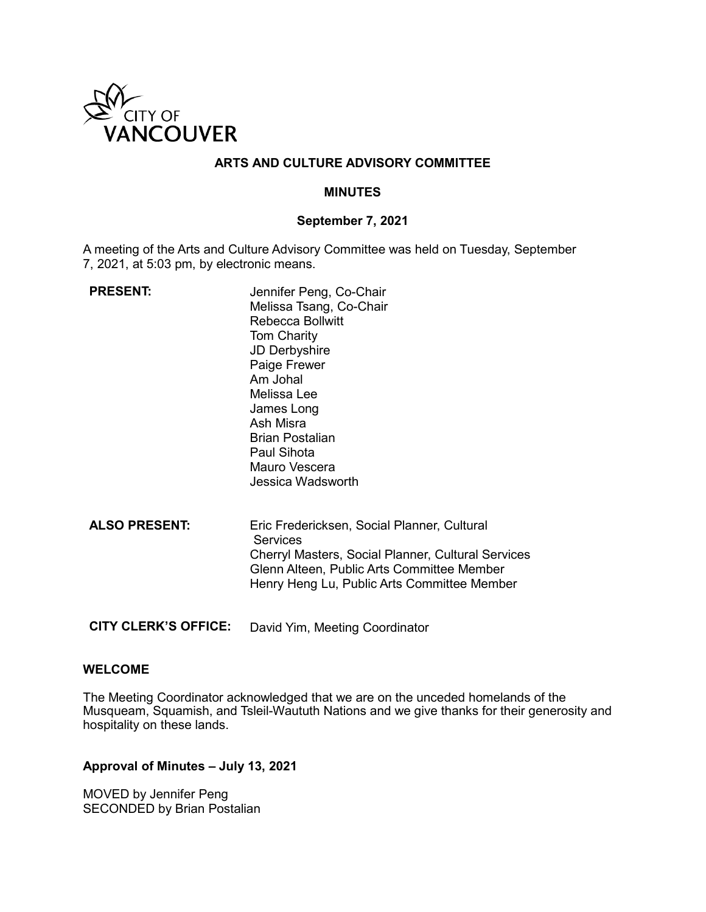# ARTS AND CULTURE ADVISORY COMMITTEE

## MINUTES

### September 7, 2021

A meeting of the Arts and Culture Advisory Committee was held on Tuesday, September 7, 2021, at 5:03 pm, by electronic means.

| | |
|---|---|
| **PRESENT:** | Jennifer Peng, Co-Chair<br>Melissa Tsang, Co-Chair<br>Rebecca Bollwitt<br>Tom Charity<br>JD Derbyshire<br>Paige Frewer<br>Am Johal<br>Melissa Lee<br>James Long<br>Ash Misra<br>Brian Postalian<br>Paul Sihota<br>Mauro Vescera<br>Jessica Wadsworth |
| **ALSO PRESENT:** | Eric Fredericksen, Social Planner, Cultural Services<br>Cherryl Masters, Social Planner, Cultural Services<br>Glenn Alteen, Public Arts Committee Member<br>Henry Heng Lu, Public Arts Committee Member |
| **CITY CLERK'S OFFICE:** | David Yim, Meeting Coordinator |

### WELCOME

The Meeting Coordinator acknowledged that we are on the unceded homelands of the Musqueam, Squamish, and Tsleil-Waututh Nations and we give thanks for their generosity and hospitality on these lands.

### Approval of Minutes – July 13, 2021

MOVED by Jennifer Peng
SECONDED by Brian Postalian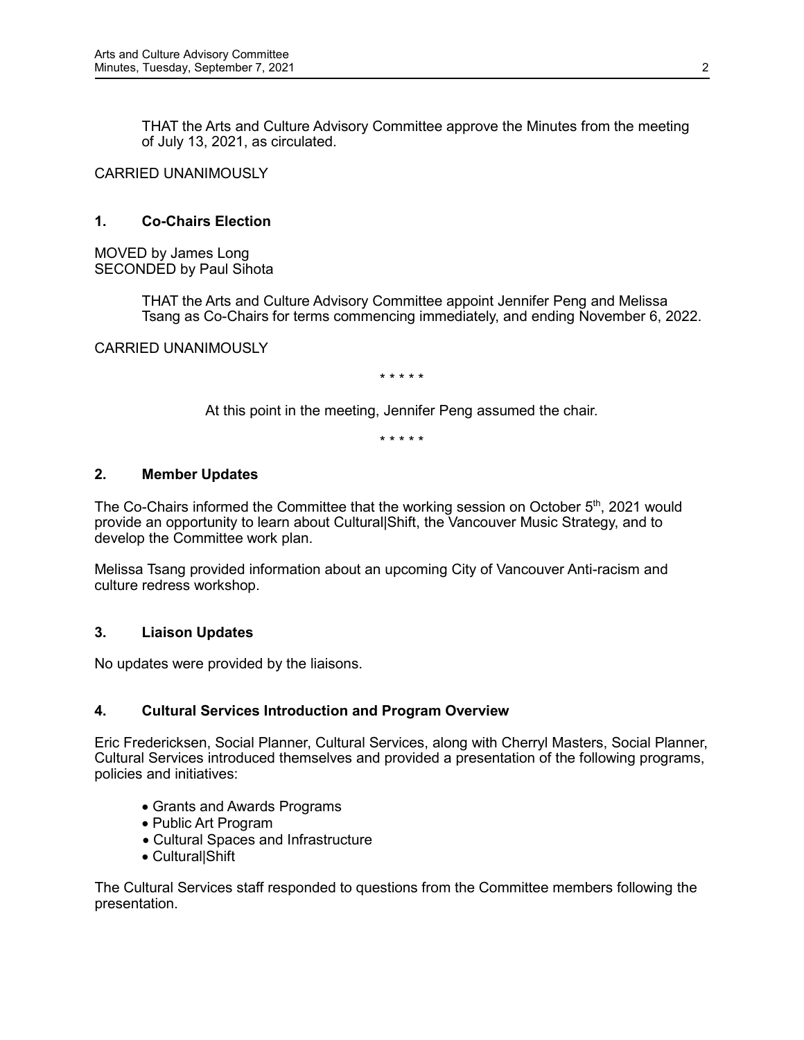THAT the Arts and Culture Advisory Committee approve the Minutes from the meeting of July 13, 2021, as circulated.

CARRIED UNANIMOUSLY

## 1. Co-Chairs Election

MOVED by James Long
SECONDED by Paul Sihota

THAT the Arts and Culture Advisory Committee appoint Jennifer Peng and Melissa Tsang as Co-Chairs for terms commencing immediately, and ending November 6, 2022.

CARRIED UNANIMOUSLY

* * * * *

At this point in the meeting, Jennifer Peng assumed the chair.

* * * * *

## 2. Member Updates

The Co-Chairs informed the Committee that the working session on October 5th, 2021 would provide an opportunity to learn about Cultural|Shift, the Vancouver Music Strategy, and to develop the Committee work plan.

Melissa Tsang provided information about an upcoming City of Vancouver Anti-racism and culture redress workshop.

## 3. Liaison Updates

No updates were provided by the liaisons.

## 4. Cultural Services Introduction and Program Overview

Eric Fredericksen, Social Planner, Cultural Services, along with Cherryl Masters, Social Planner, Cultural Services introduced themselves and provided a presentation of the following programs, policies and initiatives:

- Grants and Awards Programs
- Public Art Program
- Cultural Spaces and Infrastructure
- Cultural|Shift

The Cultural Services staff responded to questions from the Committee members following the presentation.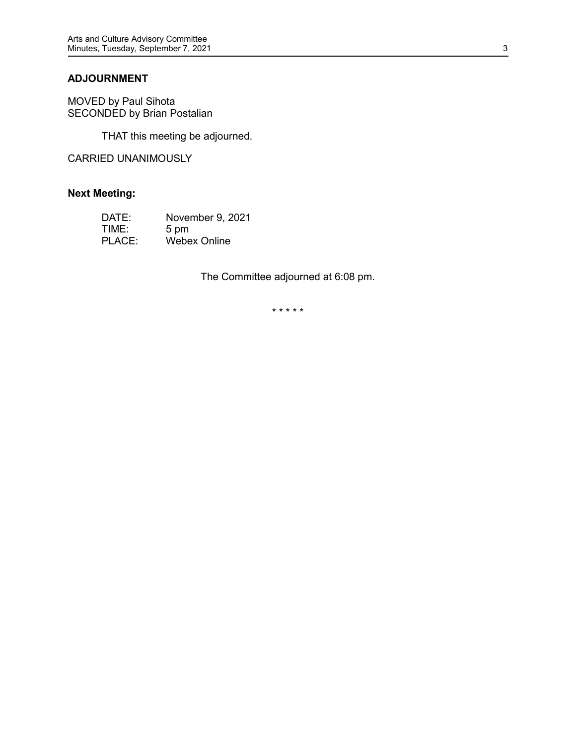## ADJOURNMENT

MOVED by Paul Sihota
SECONDED by Brian Postalian

> THAT this meeting be adjourned.

CARRIED UNANIMOUSLY

**Next Meeting:**

| | |
|---|---|
| DATE: | November 9, 2021 |
| TIME: | 5 pm |
| PLACE: | Webex Online |

The Committee adjourned at 6:08 pm.

* * * * *